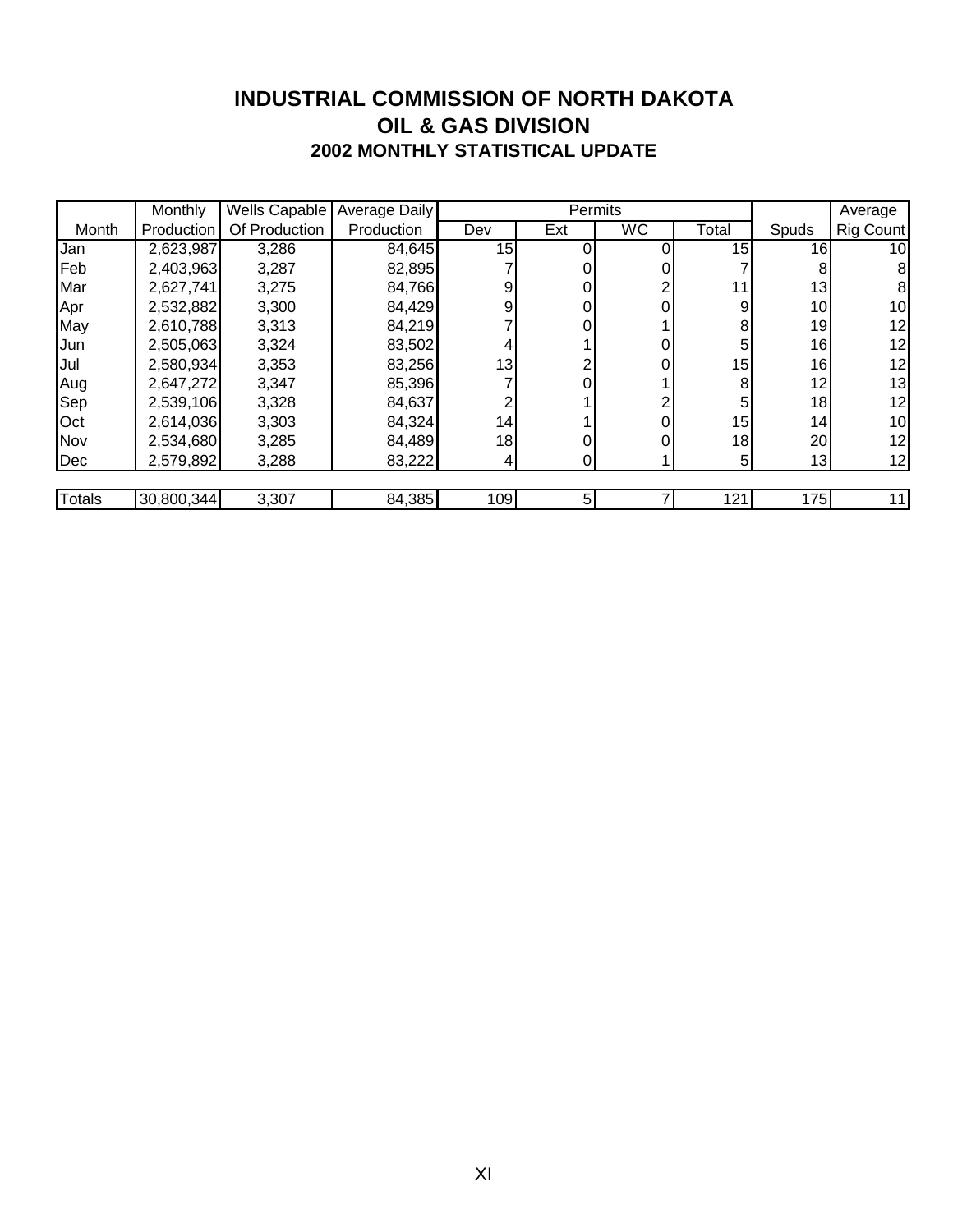# INDUSTRIAL COMMISSION OF NORTH DAKOTA
## OIL & GAS DIVISION
### 2002 MONTHLY STATISTICAL UPDATE

| Month | Monthly Production | Wells Capable Of Production | Average Daily Production | Permits | | | | Spuds | Average Rig Count |
|---|---|---|---|---|---|---|---|---|---|
| | | | | Dev | Ext | WC | Total | | |
| Jan | 2,623,987 | 3,286 | 84,645 | 15 | 0 | 0 | 15 | 16 | 10 |
| Feb | 2,403,963 | 3,287 | 82,895 | 7 | 0 | 0 | 7 | 8 | 8 |
| Mar | 2,627,741 | 3,275 | 84,766 | 9 | 0 | 2 | 11 | 13 | 8 |
| Apr | 2,532,882 | 3,300 | 84,429 | 9 | 0 | 0 | 9 | 10 | 10 |
| May | 2,610,788 | 3,313 | 84,219 | 7 | 0 | 1 | 8 | 19 | 12 |
| Jun | 2,505,063 | 3,324 | 83,502 | 4 | 1 | 0 | 5 | 16 | 12 |
| Jul | 2,580,934 | 3,353 | 83,256 | 13 | 2 | 0 | 15 | 16 | 12 |
| Aug | 2,647,272 | 3,347 | 85,396 | 7 | 0 | 1 | 8 | 12 | 13 |
| Sep | 2,539,106 | 3,328 | 84,637 | 2 | 1 | 2 | 5 | 18 | 12 |
| Oct | 2,614,036 | 3,303 | 84,324 | 14 | 1 | 0 | 15 | 14 | 10 |
| Nov | 2,534,680 | 3,285 | 84,489 | 18 | 0 | 0 | 18 | 20 | 12 |
| Dec | 2,579,892 | 3,288 | 83,222 | 4 | 0 | 1 | 5 | 13 | 12 |
| Totals | 30,800,344 | 3,307 | 84,385 | 109 | 5 | 7 | 121 | 175 | 11 |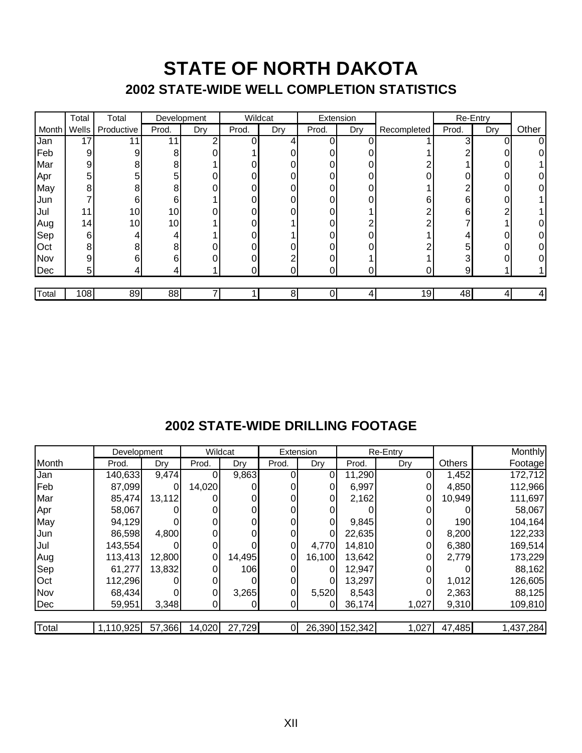# STATE OF NORTH DAKOTA

## 2002 STATE-WIDE WELL COMPLETION STATISTICS

| | Total | Total | Development | | Wildcat | | Extension | | | Re-Entry | | |
|---|---|---|---|---|---|---|---|---|---|---|---|---|
| Month | Wells | Productive | Prod. | Dry | Prod. | Dry | Prod. | Dry | Recompleted | Prod. | Dry | Other |
| Jan | 17 | 11 | 11 | 2 | 0 | 4 | 0 | 0 | 1 | 3 | 0 | 0 |
| Feb | 9 | 9 | 8 | 0 | 1 | 0 | 0 | 0 | 1 | 2 | 0 | 0 |
| Mar | 9 | 8 | 8 | 1 | 0 | 0 | 0 | 0 | 2 | 1 | 0 | 1 |
| Apr | 5 | 5 | 5 | 0 | 0 | 0 | 0 | 0 | 0 | 0 | 0 | 0 |
| May | 8 | 8 | 8 | 0 | 0 | 0 | 0 | 0 | 1 | 2 | 0 | 0 |
| Jun | 7 | 6 | 6 | 1 | 0 | 0 | 0 | 0 | 6 | 6 | 0 | 1 |
| Jul | 11 | 10 | 10 | 0 | 0 | 0 | 0 | 1 | 2 | 6 | 2 | 1 |
| Aug | 14 | 10 | 10 | 1 | 0 | 1 | 0 | 2 | 2 | 7 | 1 | 0 |
| Sep | 6 | 4 | 4 | 1 | 0 | 1 | 0 | 0 | 1 | 4 | 0 | 0 |
| Oct | 8 | 8 | 8 | 0 | 0 | 0 | 0 | 0 | 2 | 5 | 0 | 0 |
| Nov | 9 | 6 | 6 | 0 | 0 | 2 | 0 | 1 | 1 | 3 | 0 | 0 |
| Dec | 5 | 4 | 4 | 1 | 0 | 0 | 0 | 0 | 0 | 9 | 1 | 1 |
| Total | 108 | 89 | 88 | 7 | 1 | 8 | 0 | 4 | 19 | 48 | 4 | 4 |

## 2002 STATE-WIDE DRILLING FOOTAGE

| | Development | | Wildcat | | Extension | | Re-Entry | | | Monthly |
|---|---|---|---|---|---|---|---|---|---|---|
| Month | Prod. | Dry | Prod. | Dry | Prod. | Dry | Prod. | Dry | Others | Footage |
| Jan | 140,633 | 9,474 | 0 | 9,863 | 0 | 0 | 11,290 | 0 | 1,452 | 172,712 |
| Feb | 87,099 | 0 | 14,020 | 0 | 0 | 0 | 6,997 | 0 | 4,850 | 112,966 |
| Mar | 85,474 | 13,112 | 0 | 0 | 0 | 0 | 2,162 | 0 | 10,949 | 111,697 |
| Apr | 58,067 | 0 | 0 | 0 | 0 | 0 | 0 | 0 | 0 | 58,067 |
| May | 94,129 | 0 | 0 | 0 | 0 | 0 | 9,845 | 0 | 190 | 104,164 |
| Jun | 86,598 | 4,800 | 0 | 0 | 0 | 0 | 22,635 | 0 | 8,200 | 122,233 |
| Jul | 143,554 | 0 | 0 | 0 | 0 | 4,770 | 14,810 | 0 | 6,380 | 169,514 |
| Aug | 113,413 | 12,800 | 0 | 14,495 | 0 | 16,100 | 13,642 | 0 | 2,779 | 173,229 |
| Sep | 61,277 | 13,832 | 0 | 106 | 0 | 0 | 12,947 | 0 | 0 | 88,162 |
| Oct | 112,296 | 0 | 0 | 0 | 0 | 0 | 13,297 | 0 | 1,012 | 126,605 |
| Nov | 68,434 | 0 | 0 | 3,265 | 0 | 5,520 | 8,543 | 0 | 2,363 | 88,125 |
| Dec | 59,951 | 3,348 | 0 | 0 | 0 | 0 | 36,174 | 1,027 | 9,310 | 109,810 |
| Total | 1,110,925 | 57,366 | 14,020 | 27,729 | 0 | 26,390 | 152,342 | 1,027 | 47,485 | 1,437,284 |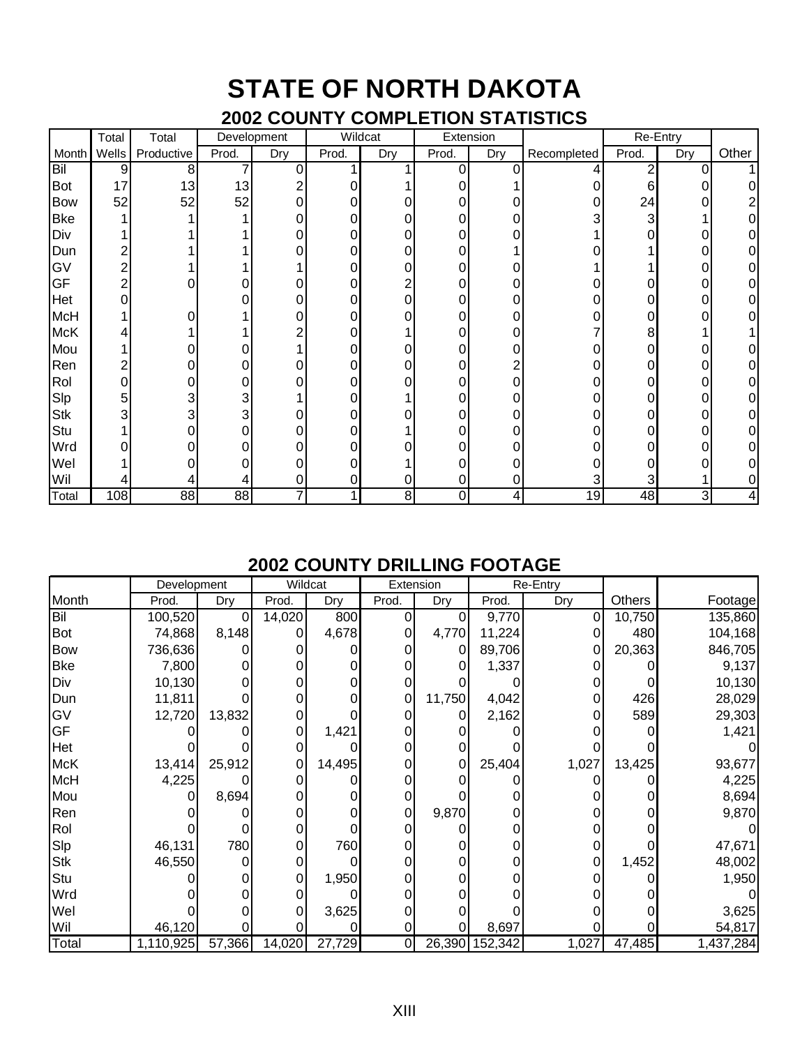# STATE OF NORTH DAKOTA

## 2002 COUNTY COMPLETION STATISTICS

| Month | Total Wells | Total Productive | Development | | Wildcat | | Extension | | Recompleted | Re-Entry | | Other |
|---|---|---|---|---|---|---|---|---|---|---|---|---|
| | | | Prod. | Dry | Prod. | Dry | Prod. | Dry | | Prod. | Dry | |
| Bil | 9 | 8 | 7 | 0 | 1 | 1 | 0 | 0 | 4 | 2 | 0 | 1 |
| Bot | 17 | 13 | 13 | 2 | 0 | 1 | 0 | 1 | 0 | 6 | 0 | 0 |
| Bow | 52 | 52 | 52 | 0 | 0 | 0 | 0 | 0 | 0 | 24 | 0 | 2 |
| Bke | 1 | 1 | 1 | 0 | 0 | 0 | 0 | 0 | 3 | 3 | 1 | 0 |
| Div | 1 | 1 | 1 | 0 | 0 | 0 | 0 | 0 | 1 | 0 | 0 | 0 |
| Dun | 2 | 1 | 1 | 0 | 0 | 0 | 0 | 1 | 0 | 1 | 0 | 0 |
| GV | 2 | 1 | 1 | 1 | 0 | 0 | 0 | 0 | 1 | 1 | 0 | 0 |
| GF | 2 | 0 | 0 | 0 | 0 | 2 | 0 | 0 | 0 | 0 | 0 | 0 |
| Het | 0 | | 0 | 0 | 0 | 0 | 0 | 0 | 0 | 0 | 0 | 0 |
| McH | 1 | 0 | 1 | 0 | 0 | 0 | 0 | 0 | 0 | 0 | 0 | 0 |
| McK | 4 | 1 | 1 | 2 | 0 | 1 | 0 | 0 | 7 | 8 | 1 | 1 |
| Mou | 1 | 0 | 0 | 1 | 0 | 0 | 0 | 0 | 0 | 0 | 0 | 0 |
| Ren | 2 | 0 | 0 | 0 | 0 | 0 | 0 | 2 | 0 | 0 | 0 | 0 |
| Rol | 0 | 0 | 0 | 0 | 0 | 0 | 0 | 0 | 0 | 0 | 0 | 0 |
| Slp | 5 | 3 | 3 | 1 | 0 | 1 | 0 | 0 | 0 | 0 | 0 | 0 |
| Stk | 3 | 3 | 3 | 0 | 0 | 0 | 0 | 0 | 0 | 0 | 0 | 0 |
| Stu | 1 | 0 | 0 | 0 | 0 | 1 | 0 | 0 | 0 | 0 | 0 | 0 |
| Wrd | 0 | 0 | 0 | 0 | 0 | 0 | 0 | 0 | 0 | 0 | 0 | 0 |
| Wel | 1 | 0 | 0 | 0 | 0 | 1 | 0 | 0 | 0 | 0 | 0 | 0 |
| Wil | 4 | 4 | 4 | 0 | 0 | 0 | 0 | 0 | 3 | 3 | 1 | 0 |
| Total | 108 | 88 | 88 | 7 | 1 | 8 | 0 | 4 | 19 | 48 | 3 | 4 |

## 2002 COUNTY DRILLING FOOTAGE

| Month | Development | | Wildcat | | Extension | | Re-Entry | | Others | Footage |
|---|---|---|---|---|---|---|---|---|---|---|
| | Prod. | Dry | Prod. | Dry | Prod. | Dry | Prod. | Dry | | |
| Bil | 100,520 | 0 | 14,020 | 800 | 0 | 0 | 9,770 | 0 | 10,750 | 135,860 |
| Bot | 74,868 | 8,148 | 0 | 4,678 | 0 | 4,770 | 11,224 | 0 | 480 | 104,168 |
| Bow | 736,636 | 0 | 0 | 0 | 0 | 0 | 89,706 | 0 | 20,363 | 846,705 |
| Bke | 7,800 | 0 | 0 | 0 | 0 | 0 | 1,337 | 0 | 0 | 9,137 |
| Div | 10,130 | 0 | 0 | 0 | 0 | 0 | 0 | 0 | 0 | 10,130 |
| Dun | 11,811 | 0 | 0 | 0 | 0 | 11,750 | 4,042 | 0 | 426 | 28,029 |
| GV | 12,720 | 13,832 | 0 | 0 | 0 | 0 | 2,162 | 0 | 589 | 29,303 |
| GF | 0 | 0 | 0 | 1,421 | 0 | 0 | 0 | 0 | 0 | 1,421 |
| Het | 0 | 0 | 0 | 0 | 0 | 0 | 0 | 0 | 0 | 0 |
| McK | 13,414 | 25,912 | 0 | 14,495 | 0 | 0 | 25,404 | 1,027 | 13,425 | 93,677 |
| McH | 4,225 | 0 | 0 | 0 | 0 | 0 | 0 | 0 | 0 | 4,225 |
| Mou | 0 | 8,694 | 0 | 0 | 0 | 0 | 0 | 0 | 0 | 8,694 |
| Ren | 0 | 0 | 0 | 0 | 0 | 9,870 | 0 | 0 | 0 | 9,870 |
| Rol | 0 | 0 | 0 | 0 | 0 | 0 | 0 | 0 | 0 | 0 |
| Slp | 46,131 | 780 | 0 | 760 | 0 | 0 | 0 | 0 | 0 | 47,671 |
| Stk | 46,550 | 0 | 0 | 0 | 0 | 0 | 0 | 0 | 1,452 | 48,002 |
| Stu | 0 | 0 | 0 | 1,950 | 0 | 0 | 0 | 0 | 0 | 1,950 |
| Wrd | 0 | 0 | 0 | 0 | 0 | 0 | 0 | 0 | 0 | 0 |
| Wel | 0 | 0 | 0 | 3,625 | 0 | 0 | 0 | 0 | 0 | 3,625 |
| Wil | 46,120 | 0 | 0 | 0 | 0 | 0 | 8,697 | 0 | 0 | 54,817 |
| Total | 1,110,925 | 57,366 | 14,020 | 27,729 | 0 | 26,390 | 152,342 | 1,027 | 47,485 | 1,437,284 |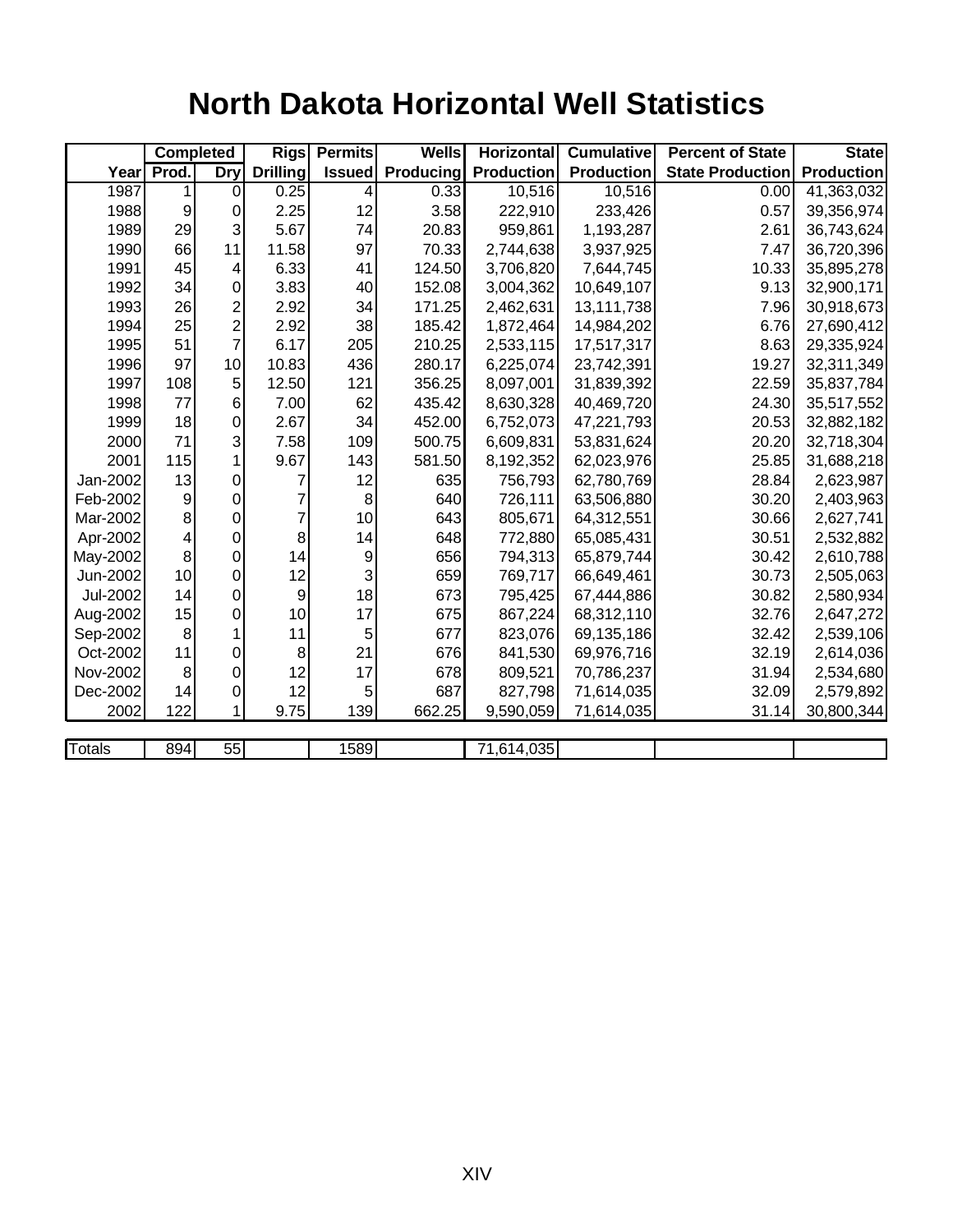# North Dakota Horizontal Well Statistics

| | Completed | | Rigs | Permits | Wells | Horizontal | Cumulative | Percent of State | State |
|---|---|---|---|---|---|---|---|---|---|
| Year | Prod. | Dry | Drilling | Issued | Producing | Production | Production | State Production | Production |
| 1987 | 1 | 0 | 0.25 | 4 | 0.33 | 10,516 | 10,516 | 0.00 | 41,363,032 |
| 1988 | 9 | 0 | 2.25 | 12 | 3.58 | 222,910 | 233,426 | 0.57 | 39,356,974 |
| 1989 | 29 | 3 | 5.67 | 74 | 20.83 | 959,861 | 1,193,287 | 2.61 | 36,743,624 |
| 1990 | 66 | 11 | 11.58 | 97 | 70.33 | 2,744,638 | 3,937,925 | 7.47 | 36,720,396 |
| 1991 | 45 | 4 | 6.33 | 41 | 124.50 | 3,706,820 | 7,644,745 | 10.33 | 35,895,278 |
| 1992 | 34 | 0 | 3.83 | 40 | 152.08 | 3,004,362 | 10,649,107 | 9.13 | 32,900,171 |
| 1993 | 26 | 2 | 2.92 | 34 | 171.25 | 2,462,631 | 13,111,738 | 7.96 | 30,918,673 |
| 1994 | 25 | 2 | 2.92 | 38 | 185.42 | 1,872,464 | 14,984,202 | 6.76 | 27,690,412 |
| 1995 | 51 | 7 | 6.17 | 205 | 210.25 | 2,533,115 | 17,517,317 | 8.63 | 29,335,924 |
| 1996 | 97 | 10 | 10.83 | 436 | 280.17 | 6,225,074 | 23,742,391 | 19.27 | 32,311,349 |
| 1997 | 108 | 5 | 12.50 | 121 | 356.25 | 8,097,001 | 31,839,392 | 22.59 | 35,837,784 |
| 1998 | 77 | 6 | 7.00 | 62 | 435.42 | 8,630,328 | 40,469,720 | 24.30 | 35,517,552 |
| 1999 | 18 | 0 | 2.67 | 34 | 452.00 | 6,752,073 | 47,221,793 | 20.53 | 32,882,182 |
| 2000 | 71 | 3 | 7.58 | 109 | 500.75 | 6,609,831 | 53,831,624 | 20.20 | 32,718,304 |
| 2001 | 115 | 1 | 9.67 | 143 | 581.50 | 8,192,352 | 62,023,976 | 25.85 | 31,688,218 |
| Jan-2002 | 13 | 0 | 7 | 12 | 635 | 756,793 | 62,780,769 | 28.84 | 2,623,987 |
| Feb-2002 | 9 | 0 | 7 | 8 | 640 | 726,111 | 63,506,880 | 30.20 | 2,403,963 |
| Mar-2002 | 8 | 0 | 7 | 10 | 643 | 805,671 | 64,312,551 | 30.66 | 2,627,741 |
| Apr-2002 | 4 | 0 | 8 | 14 | 648 | 772,880 | 65,085,431 | 30.51 | 2,532,882 |
| May-2002 | 8 | 0 | 14 | 9 | 656 | 794,313 | 65,879,744 | 30.42 | 2,610,788 |
| Jun-2002 | 10 | 0 | 12 | 3 | 659 | 769,717 | 66,649,461 | 30.73 | 2,505,063 |
| Jul-2002 | 14 | 0 | 9 | 18 | 673 | 795,425 | 67,444,886 | 30.82 | 2,580,934 |
| Aug-2002 | 15 | 0 | 10 | 17 | 675 | 867,224 | 68,312,110 | 32.76 | 2,647,272 |
| Sep-2002 | 8 | 1 | 11 | 5 | 677 | 823,076 | 69,135,186 | 32.42 | 2,539,106 |
| Oct-2002 | 11 | 0 | 8 | 21 | 676 | 841,530 | 69,976,716 | 32.19 | 2,614,036 |
| Nov-2002 | 8 | 0 | 12 | 17 | 678 | 809,521 | 70,786,237 | 31.94 | 2,534,680 |
| Dec-2002 | 14 | 0 | 12 | 5 | 687 | 827,798 | 71,614,035 | 32.09 | 2,579,892 |
| 2002 | 122 | 1 | 9.75 | 139 | 662.25 | 9,590,059 | 71,614,035 | 31.14 | 30,800,344 |
| Totals | 894 | 55 | | 1589 | | 71,614,035 | | | |